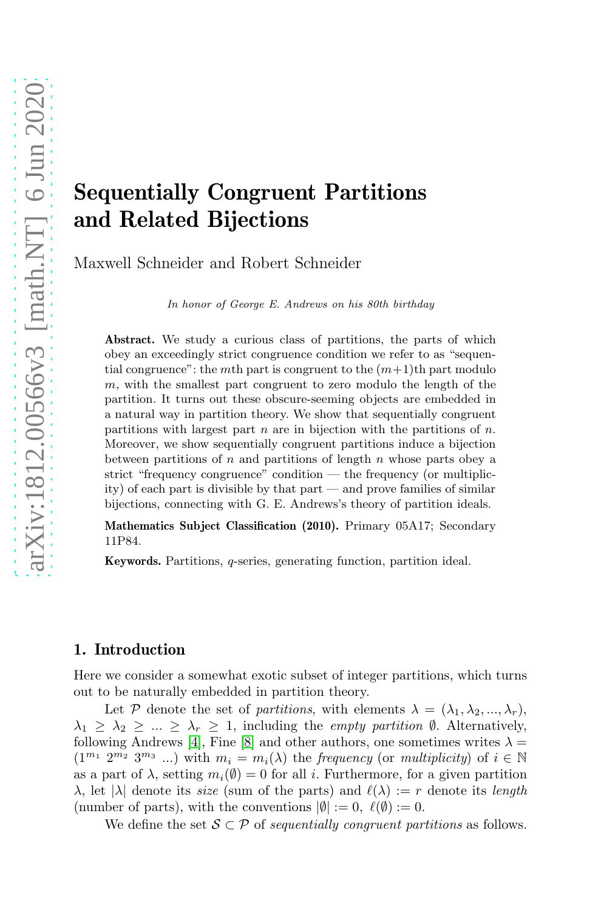# Sequentially Congruent Partitions and Related Bijections

Maxwell Schneider and Robert Schneider

*In honor of George E. Andrews on his 80th birthday*

**Abstract.** We study a curious class of partitions, the parts of which obey an exceedingly strict congruence condition we refer to as "sequential congruence": the $m$th part is congruent to the $(m+1)$th part modulo $m$, with the smallest part congruent to zero modulo the length of the partition. It turns out these obscure-seeming objects are embedded in a natural way in partition theory. We show that sequentially congruent partitions with largest part $n$ are in bijection with the partitions of $n$. Moreover, we show sequentially congruent partitions induce a bijection between partitions of $n$ and partitions of length $n$ whose parts obey a strict "frequency congruence" condition — the frequency (or multiplicity) of each part is divisible by that part — and prove families of similar bijections, connecting with G. E. Andrews's theory of partition ideals.

**Mathematics Subject Classification (2010).** Primary 05A17; Secondary 11P84.

**Keywords.** Partitions, $q$-series, generating function, partition ideal.

## 1. Introduction

Here we consider a somewhat exotic subset of integer partitions, which turns out to be naturally embedded in partition theory.

Let $\mathcal{P}$ denote the set of *partitions*, with elements $\lambda = (\lambda_1, \lambda_2, ..., \lambda_r)$, $\lambda_1 \geq \lambda_2 \geq ... \geq \lambda_r \geq 1$, including the *empty partition* $\emptyset$. Alternatively, following Andrews [4], Fine [8] and other authors, one sometimes writes $\lambda = (1^{m_1}\ 2^{m_2}\ 3^{m_3}\ ...)$ with $m_i = m_i(\lambda)$ the *frequency* (or *multiplicity*) of $i \in \mathbb{N}$ as a part of $\lambda$, setting $m_i(\emptyset) = 0$ for all $i$. Furthermore, for a given partition $\lambda$, let $|\lambda|$ denote its *size* (sum of the parts) and $\ell(\lambda) := r$ denote its *length* (number of parts), with the conventions $|\emptyset| := 0,\ \ell(\emptyset) := 0$.

We define the set $\mathcal{S} \subset \mathcal{P}$ of *sequentially congruent partitions* as follows.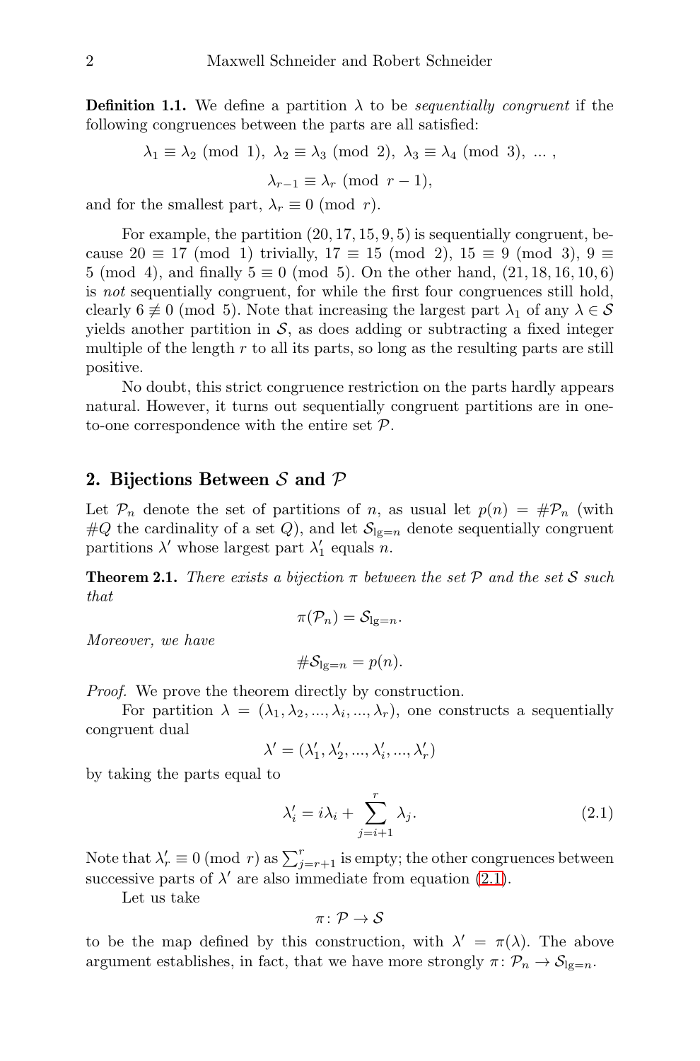**Definition 1.1.** We define a partition $\lambda$ to be *sequentially congruent* if the following congruences between the parts are all satisfied:

$$\lambda_1 \equiv \lambda_2 \pmod{1},\ \lambda_2 \equiv \lambda_3 \pmod{2},\ \lambda_3 \equiv \lambda_4 \pmod{3},\ \ldots,$$

$$\lambda_{r-1} \equiv \lambda_r \pmod{r-1},$$

and for the smallest part, $\lambda_r \equiv 0 \pmod{r}$.

For example, the partition $(20, 17, 15, 9, 5)$ is sequentially congruent, because $20 \equiv 17 \pmod{1}$ trivially, $17 \equiv 15 \pmod{2}$, $15 \equiv 9 \pmod{3}$, $9 \equiv 5 \pmod{4}$, and finally $5 \equiv 0 \pmod{5}$. On the other hand, $(21, 18, 16, 10, 6)$ is *not* sequentially congruent, for while the first four congruences still hold, clearly $6 \not\equiv 0 \pmod{5}$. Note that increasing the largest part $\lambda_1$ of any $\lambda \in \mathcal{S}$ yields another partition in $\mathcal{S}$, as does adding or subtracting a fixed integer multiple of the length $r$ to all its parts, so long as the resulting parts are still positive.

No doubt, this strict congruence restriction on the parts hardly appears natural. However, it turns out sequentially congruent partitions are in one-to-one correspondence with the entire set $\mathcal{P}$.

## 2. Bijections Between $\mathcal{S}$ and $\mathcal{P}$

Let $\mathcal{P}_n$ denote the set of partitions of $n$, as usual let $p(n) = \#\mathcal{P}_n$ (with $\#Q$ the cardinality of a set $Q$), and let $\mathcal{S}_{\mathrm{lg}=n}$ denote sequentially congruent partitions $\lambda'$ whose largest part $\lambda'_1$ equals $n$.

**Theorem 2.1.** *There exists a bijection $\pi$ between the set $\mathcal{P}$ and the set $\mathcal{S}$ such that*

$$\pi(\mathcal{P}_n) = \mathcal{S}_{\mathrm{lg}=n}.$$

*Moreover, we have*

$$\#\mathcal{S}_{\mathrm{lg}=n} = p(n).$$

*Proof.* We prove the theorem directly by construction.

For partition $\lambda = (\lambda_1, \lambda_2, ..., \lambda_i, ..., \lambda_r)$, one constructs a sequentially congruent dual

$$\lambda' = (\lambda'_1, \lambda'_2, ..., \lambda'_i, ..., \lambda'_r)$$

by taking the parts equal to

$$\lambda'_i = i\lambda_i + \sum_{j=i+1}^{r} \lambda_j. \tag{2.1}$$

Note that $\lambda'_r \equiv 0 \pmod{r}$ as $\sum_{j=r+1}^{r}$ is empty; the other congruences between successive parts of $\lambda'$ are also immediate from equation (2.1).

Let us take

$$\pi \colon \mathcal{P} \to \mathcal{S}$$

to be the map defined by this construction, with $\lambda' = \pi(\lambda)$. The above argument establishes, in fact, that we have more strongly $\pi \colon \mathcal{P}_n \to \mathcal{S}_{\mathrm{lg}=n}$.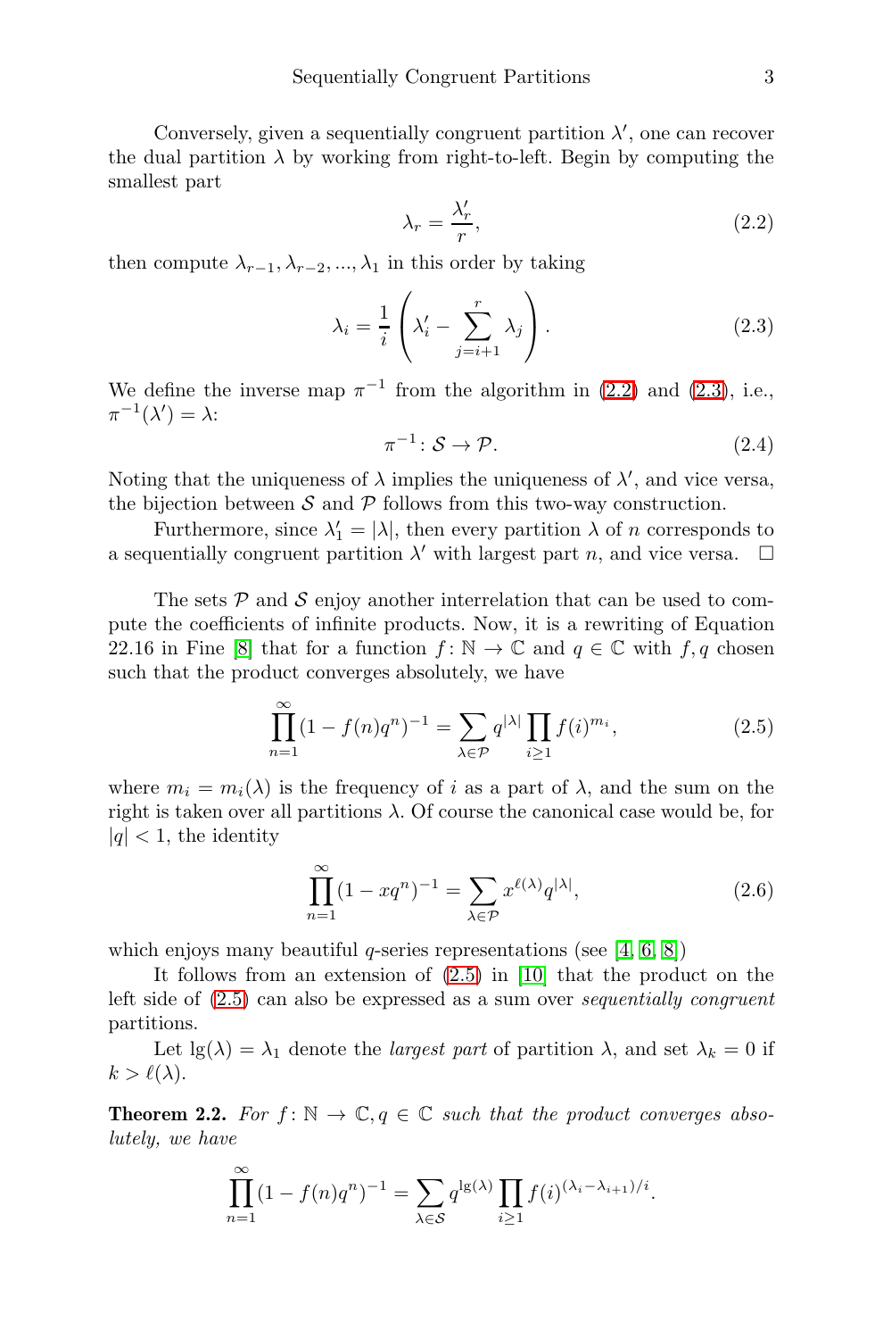Conversely, given a sequentially congruent partition $\lambda'$, one can recover the dual partition $\lambda$ by working from right-to-left. Begin by computing the smallest part

$$\lambda_r = \frac{\lambda'_r}{r}, \tag{2.2}$$

then compute $\lambda_{r-1}, \lambda_{r-2}, ..., \lambda_1$ in this order by taking

$$\lambda_i = \frac{1}{i}\left(\lambda'_i - \sum_{j=i+1}^{r} \lambda_j\right). \tag{2.3}$$

We define the inverse map $\pi^{-1}$ from the algorithm in (2.2) and (2.3), i.e., $\pi^{-1}(\lambda') = \lambda$:

$$\pi^{-1} \colon \mathcal{S} \to \mathcal{P}. \tag{2.4}$$

Noting that the uniqueness of $\lambda$ implies the uniqueness of $\lambda'$, and vice versa, the bijection between $\mathcal{S}$ and $\mathcal{P}$ follows from this two-way construction.

Furthermore, since $\lambda'_1 = |\lambda|$, then every partition $\lambda$ of $n$ corresponds to a sequentially congruent partition $\lambda'$ with largest part $n$, and vice versa. $\square$

The sets $\mathcal{P}$ and $\mathcal{S}$ enjoy another interrelation that can be used to compute the coefficients of infinite products. Now, it is a rewriting of Equation 22.16 in Fine [8] that for a function $f \colon \mathbb{N} \to \mathbb{C}$ and $q \in \mathbb{C}$ with $f, q$ chosen such that the product converges absolutely, we have

$$\prod_{n=1}^{\infty}(1 - f(n)q^n)^{-1} = \sum_{\lambda \in \mathcal{P}} q^{|\lambda|} \prod_{i \geq 1} f(i)^{m_i}, \tag{2.5}$$

where $m_i = m_i(\lambda)$ is the frequency of $i$ as a part of $\lambda$, and the sum on the right is taken over all partitions $\lambda$. Of course the canonical case would be, for $|q| < 1$, the identity

$$\prod_{n=1}^{\infty}(1 - xq^n)^{-1} = \sum_{\lambda \in \mathcal{P}} x^{\ell(\lambda)} q^{|\lambda|}, \tag{2.6}$$

which enjoys many beautiful $q$-series representations (see [4, 6, 8])

It follows from an extension of (2.5) in [10] that the product on the left side of (2.5) can also be expressed as a sum over *sequentially congruent* partitions.

Let $\mathrm{lg}(\lambda) = \lambda_1$ denote the *largest part* of partition $\lambda$, and set $\lambda_k = 0$ if $k > \ell(\lambda)$.

**Theorem 2.2.** *For $f \colon \mathbb{N} \to \mathbb{C}, q \in \mathbb{C}$ such that the product converges absolutely, we have*

$$\prod_{n=1}^{\infty}(1 - f(n)q^n)^{-1} = \sum_{\lambda \in \mathcal{S}} q^{\mathrm{lg}(\lambda)} \prod_{i \geq 1} f(i)^{(\lambda_i - \lambda_{i+1})/i}.$$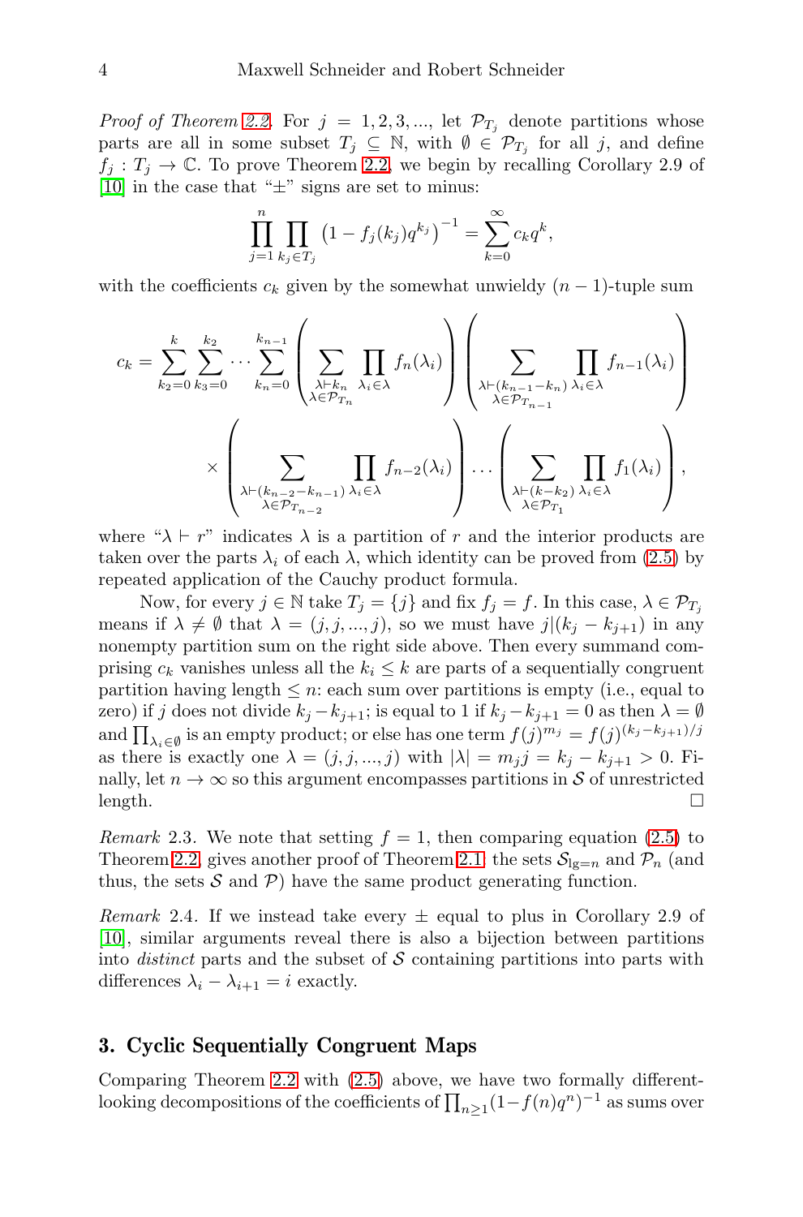*Proof of Theorem 2.2.* For $j = 1, 2, 3, \ldots$, let $\mathcal{P}_{T_j}$ denote partitions whose parts are all in some subset $T_j \subseteq \mathbb{N}$, with $\emptyset \in \mathcal{P}_{T_j}$ for all $j$, and define $f_j : T_j \to \mathbb{C}$. To prove Theorem 2.2, we begin by recalling Corollary 2.9 of [10] in the case that "$\pm$" signs are set to minus:

$$\prod_{j=1}^{n} \prod_{k_j \in T_j} \left(1 - f_j(k_j) q^{k_j}\right)^{-1} = \sum_{k=0}^{\infty} c_k q^k,$$

with the coefficients $c_k$ given by the somewhat unwieldy $(n-1)$-tuple sum

$$c_k = \sum_{k_2=0}^{k} \sum_{k_3=0}^{k_2} \cdots \sum_{k_n=0}^{k_{n-1}} \left( \sum_{\substack{\lambda \vdash k_n \\ \lambda \in \mathcal{P}_{T_n}}} \prod_{\lambda_i \in \lambda} f_n(\lambda_i) \right) \left( \sum_{\substack{\lambda \vdash (k_{n-1} - k_n) \\ \lambda \in \mathcal{P}_{T_{n-1}}}} \prod_{\lambda_i \in \lambda} f_{n-1}(\lambda_i) \right)$$

$$\times \left( \sum_{\substack{\lambda \vdash (k_{n-2} - k_{n-1}) \\ \lambda \in \mathcal{P}_{T_{n-2}}}} \prod_{\lambda_i \in \lambda} f_{n-2}(\lambda_i) \right) \cdots \left( \sum_{\substack{\lambda \vdash (k - k_2) \\ \lambda \in \mathcal{P}_{T_1}}} \prod_{\lambda_i \in \lambda} f_1(\lambda_i) \right),$$

where "$\lambda \vdash r$" indicates $\lambda$ is a partition of $r$ and the interior products are taken over the parts $\lambda_i$ of each $\lambda$, which identity can be proved from (2.5) by repeated application of the Cauchy product formula.

Now, for every $j \in \mathbb{N}$ take $T_j = \{j\}$ and fix $f_j = f$. In this case, $\lambda \in \mathcal{P}_{T_j}$ means if $\lambda \neq \emptyset$ that $\lambda = (j, j, \ldots, j)$, so we must have $j | (k_j - k_{j+1})$ in any nonempty partition sum on the right side above. Then every summand comprising $c_k$ vanishes unless all the $k_i \leq k$ are parts of a sequentially congruent partition having length $\leq n$: each sum over partitions is empty (i.e., equal to zero) if $j$ does not divide $k_j - k_{j+1}$; is equal to 1 if $k_j - k_{j+1} = 0$ as then $\lambda = \emptyset$ and $\prod_{\lambda_i \in \emptyset}$ is an empty product; or else has one term $f(j)^{m_j} = f(j)^{(k_j - k_{j+1})/j}$ as there is exactly one $\lambda = (j, j, \ldots, j)$ with $|\lambda| = m_j j = k_j - k_{j+1} > 0$. Finally, let $n \to \infty$ so this argument encompasses partitions in $\mathcal{S}$ of unrestricted length. $\square$

*Remark* 2.3. We note that setting $f = 1$, then comparing equation (2.5) to Theorem 2.2 gives another proof of Theorem 2.1: the sets $\mathcal{S}_{\mathrm{lg}=n}$ and $\mathcal{P}_n$ (and thus, the sets $\mathcal{S}$ and $\mathcal{P}$) have the same product generating function.

*Remark* 2.4. If we instead take every $\pm$ equal to plus in Corollary 2.9 of [10], similar arguments reveal there is also a bijection between partitions into *distinct* parts and the subset of $\mathcal{S}$ containing partitions into parts with differences $\lambda_i - \lambda_{i+1} = i$ exactly.

## 3. Cyclic Sequentially Congruent Maps

Comparing Theorem 2.2 with (2.5) above, we have two formally different-looking decompositions of the coefficients of $\prod_{n \geq 1}(1 - f(n)q^n)^{-1}$ as sums over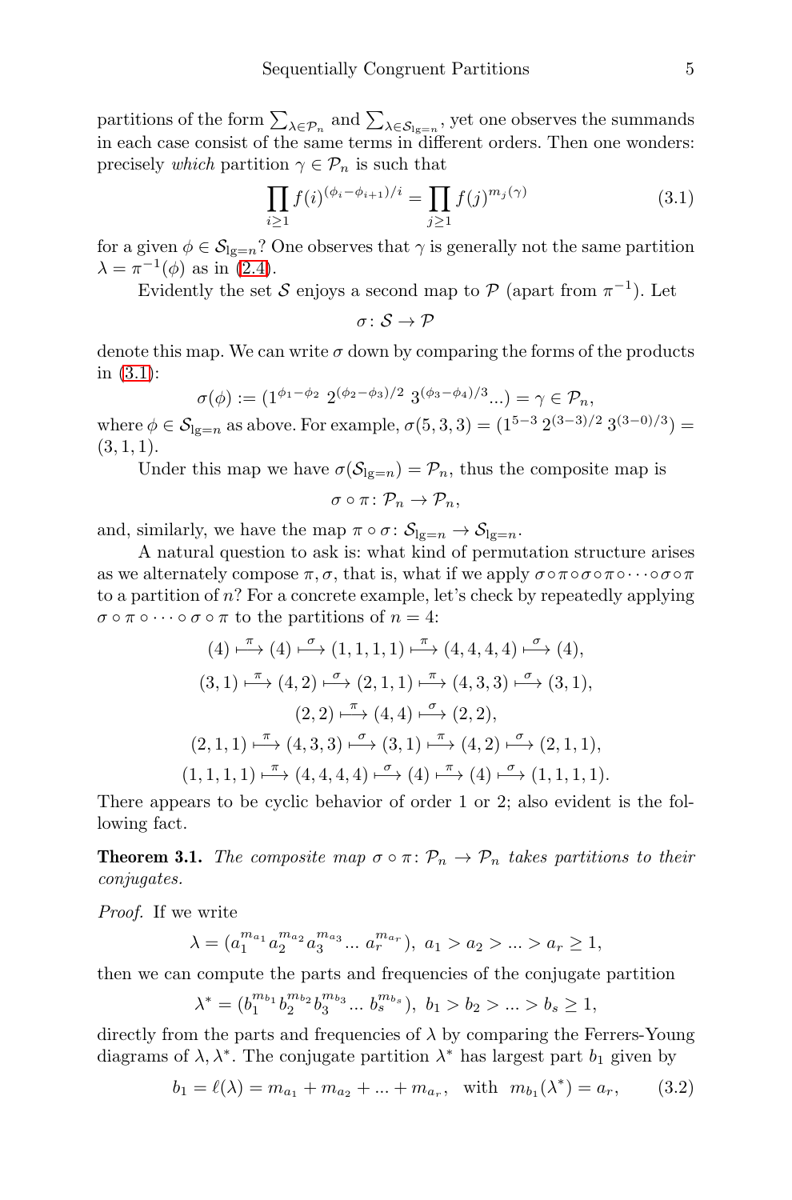partitions of the form $\sum_{\lambda \in \mathcal{P}_n}$ and $\sum_{\lambda \in \mathcal{S}_{\lg = n}}$, yet one observes the summands in each case consist of the same terms in different orders. Then one wonders: precisely *which* partition $\gamma \in \mathcal{P}_n$ is such that

$$\prod_{i \geq 1} f(i)^{(\phi_i - \phi_{i+1})/i} = \prod_{j \geq 1} f(j)^{m_j(\gamma)} \tag{3.1}$$

for a given $\phi \in \mathcal{S}_{\lg = n}$? One observes that $\gamma$ is generally not the same partition $\lambda = \pi^{-1}(\phi)$ as in (2.4).

Evidently the set $\mathcal{S}$ enjoys a second map to $\mathcal{P}$ (apart from $\pi^{-1}$). Let

$$\sigma \colon \mathcal{S} \to \mathcal{P}$$

denote this map. We can write $\sigma$ down by comparing the forms of the products in (3.1):

$$\sigma(\phi) := (1^{\phi_1 - \phi_2}\ 2^{(\phi_2 - \phi_3)/2}\ 3^{(\phi_3 - \phi_4)/3} \ldots) = \gamma \in \mathcal{P}_n,$$

where $\phi \in \mathcal{S}_{\lg = n}$ as above. For example, $\sigma(5,3,3) = (1^{5-3}\ 2^{(3-3)/2}\ 3^{(3-0)/3}) = (3,1,1)$.

Under this map we have $\sigma(\mathcal{S}_{\lg = n}) = \mathcal{P}_n$, thus the composite map is

$$\sigma \circ \pi \colon \mathcal{P}_n \to \mathcal{P}_n,$$

and, similarly, we have the map $\pi \circ \sigma \colon \mathcal{S}_{\lg = n} \to \mathcal{S}_{\lg = n}$.

A natural question to ask is: what kind of permutation structure arises as we alternately compose $\pi, \sigma$, that is, what if we apply $\sigma \circ \pi \circ \sigma \circ \pi \circ \cdots \circ \sigma \circ \pi$ to a partition of $n$? For a concrete example, let's check by repeatedly applying $\sigma \circ \pi \circ \cdots \circ \sigma \circ \pi$ to the partitions of $n = 4$:

$$(4) \xmapsto{\pi} (4) \xmapsto{\sigma} (1,1,1,1) \xmapsto{\pi} (4,4,4,4) \xmapsto{\sigma} (4),$$

$$(3,1) \xmapsto{\pi} (4,2) \xmapsto{\sigma} (2,1,1) \xmapsto{\pi} (4,3,3) \xmapsto{\sigma} (3,1),$$

$$(2,2) \xmapsto{\pi} (4,4) \xmapsto{\sigma} (2,2),$$

$$(2,1,1) \xmapsto{\pi} (4,3,3) \xmapsto{\sigma} (3,1) \xmapsto{\pi} (4,2) \xmapsto{\sigma} (2,1,1),$$

$$(1,1,1,1) \xmapsto{\pi} (4,4,4,4) \xmapsto{\sigma} (4) \xmapsto{\pi} (4) \xmapsto{\sigma} (1,1,1,1).$$

There appears to be cyclic behavior of order 1 or 2; also evident is the following fact.

**Theorem 3.1.** *The composite map $\sigma \circ \pi \colon \mathcal{P}_n \to \mathcal{P}_n$ takes partitions to their conjugates.*

*Proof.* If we write

$$\lambda = (a_1^{m_{a_1}} a_2^{m_{a_2}} a_3^{m_{a_3}} \ldots\ a_r^{m_{a_r}}),\ a_1 > a_2 > \ldots > a_r \geq 1,$$

then we can compute the parts and frequencies of the conjugate partition

$$\lambda^* = (b_1^{m_{b_1}} b_2^{m_{b_2}} b_3^{m_{b_3}} \ldots\ b_s^{m_{b_s}}),\ b_1 > b_2 > \ldots > b_s \geq 1,$$

directly from the parts and frequencies of $\lambda$ by comparing the Ferrers-Young diagrams of $\lambda, \lambda^*$. The conjugate partition $\lambda^*$ has largest part $b_1$ given by

$$b_1 = \ell(\lambda) = m_{a_1} + m_{a_2} + \ldots + m_{a_r}, \quad \text{with} \quad m_{b_1}(\lambda^*) = a_r, \tag{3.2}$$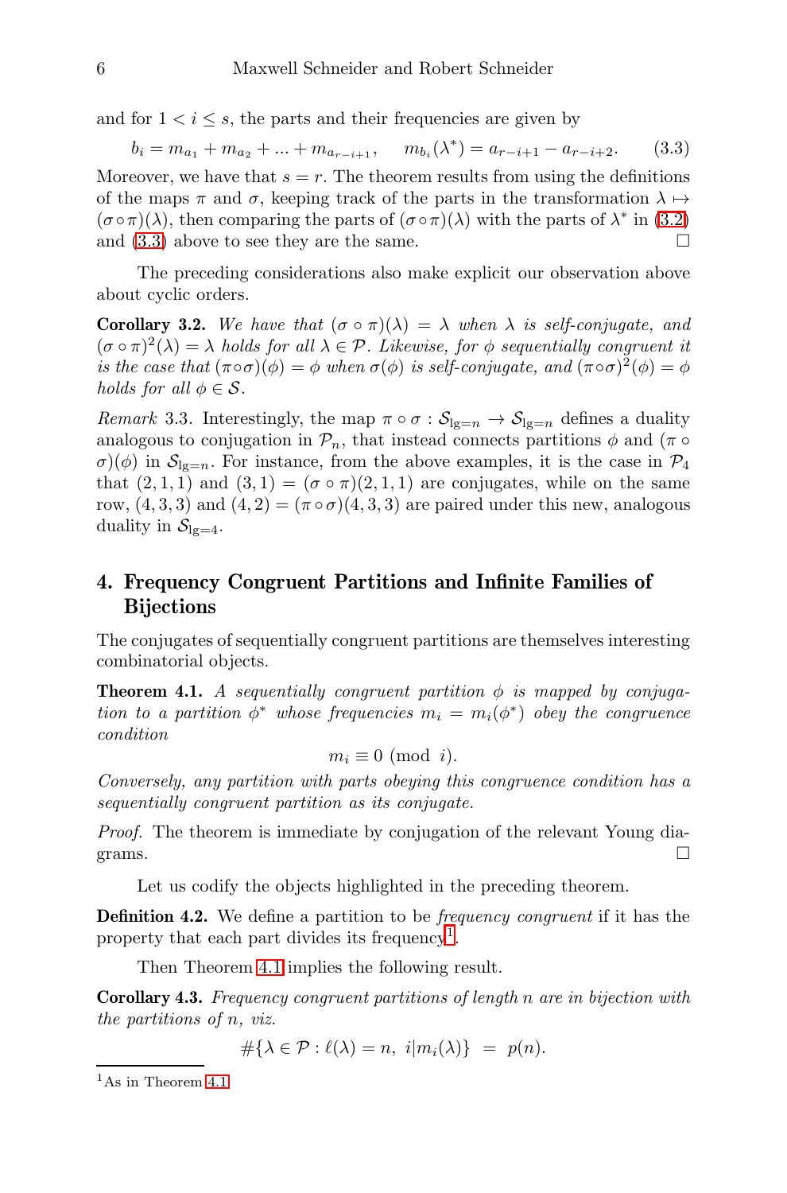and for $1 < i \leq s$, the parts and their frequencies are given by

$$b_i = m_{a_1} + m_{a_2} + ... + m_{a_{r-i+1}}, \qquad m_{b_i}(\lambda^*) = a_{r-i+1} - a_{r-i+2}. \tag{3.3}$$

Moreover, we have that $s = r$. The theorem results from using the definitions of the maps $\pi$ and $\sigma$, keeping track of the parts in the transformation $\lambda \mapsto (\sigma \circ \pi)(\lambda)$, then comparing the parts of $(\sigma \circ \pi)(\lambda)$ with the parts of $\lambda^*$ in (3.2) and (3.3) above to see they are the same. □

The preceding considerations also make explicit our observation above about cyclic orders.

**Corollary 3.2.** *We have that $(\sigma \circ \pi)(\lambda) = \lambda$ when $\lambda$ is self-conjugate, and $(\sigma \circ \pi)^2(\lambda) = \lambda$ holds for all $\lambda \in \mathcal{P}$. Likewise, for $\phi$ sequentially congruent it is the case that $(\pi \circ \sigma)(\phi) = \phi$ when $\sigma(\phi)$ is self-conjugate, and $(\pi \circ \sigma)^2(\phi) = \phi$ holds for all $\phi \in \mathcal{S}$.*

*Remark* 3.3. Interestingly, the map $\pi \circ \sigma : \mathcal{S}_{\mathrm{lg}=n} \to \mathcal{S}_{\mathrm{lg}=n}$ defines a duality analogous to conjugation in $\mathcal{P}_n$, that instead connects partitions $\phi$ and $(\pi \circ \sigma)(\phi)$ in $\mathcal{S}_{\mathrm{lg}=n}$. For instance, from the above examples, it is the case in $\mathcal{P}_4$ that $(2, 1, 1)$ and $(3, 1) = (\sigma \circ \pi)(2, 1, 1)$ are conjugates, while on the same row, $(4, 3, 3)$ and $(4, 2) = (\pi \circ \sigma)(4, 3, 3)$ are paired under this new, analogous duality in $\mathcal{S}_{\mathrm{lg}=4}$.

## 4. Frequency Congruent Partitions and Infinite Families of Bijections

The conjugates of sequentially congruent partitions are themselves interesting combinatorial objects.

**Theorem 4.1.** *A sequentially congruent partition $\phi$ is mapped by conjugation to a partition $\phi^*$ whose frequencies $m_i = m_i(\phi^*)$ obey the congruence condition*

$$m_i \equiv 0 \pmod{i}.$$

*Conversely, any partition with parts obeying this congruence condition has a sequentially congruent partition as its conjugate.*

*Proof.* The theorem is immediate by conjugation of the relevant Young diagrams. □

Let us codify the objects highlighted in the preceding theorem.

**Definition 4.2.** We define a partition to be *frequency congruent* if it has the property that each part divides its frequency[1].

Then Theorem 4.1 implies the following result.

**Corollary 4.3.** *Frequency congruent partitions of length $n$ are in bijection with the partitions of $n$, viz.*

$$\#\{\lambda \in \mathcal{P} : \ell(\lambda) = n,\ i|m_i(\lambda)\} \ = \ p(n).$$

[1] As in Theorem 4.1.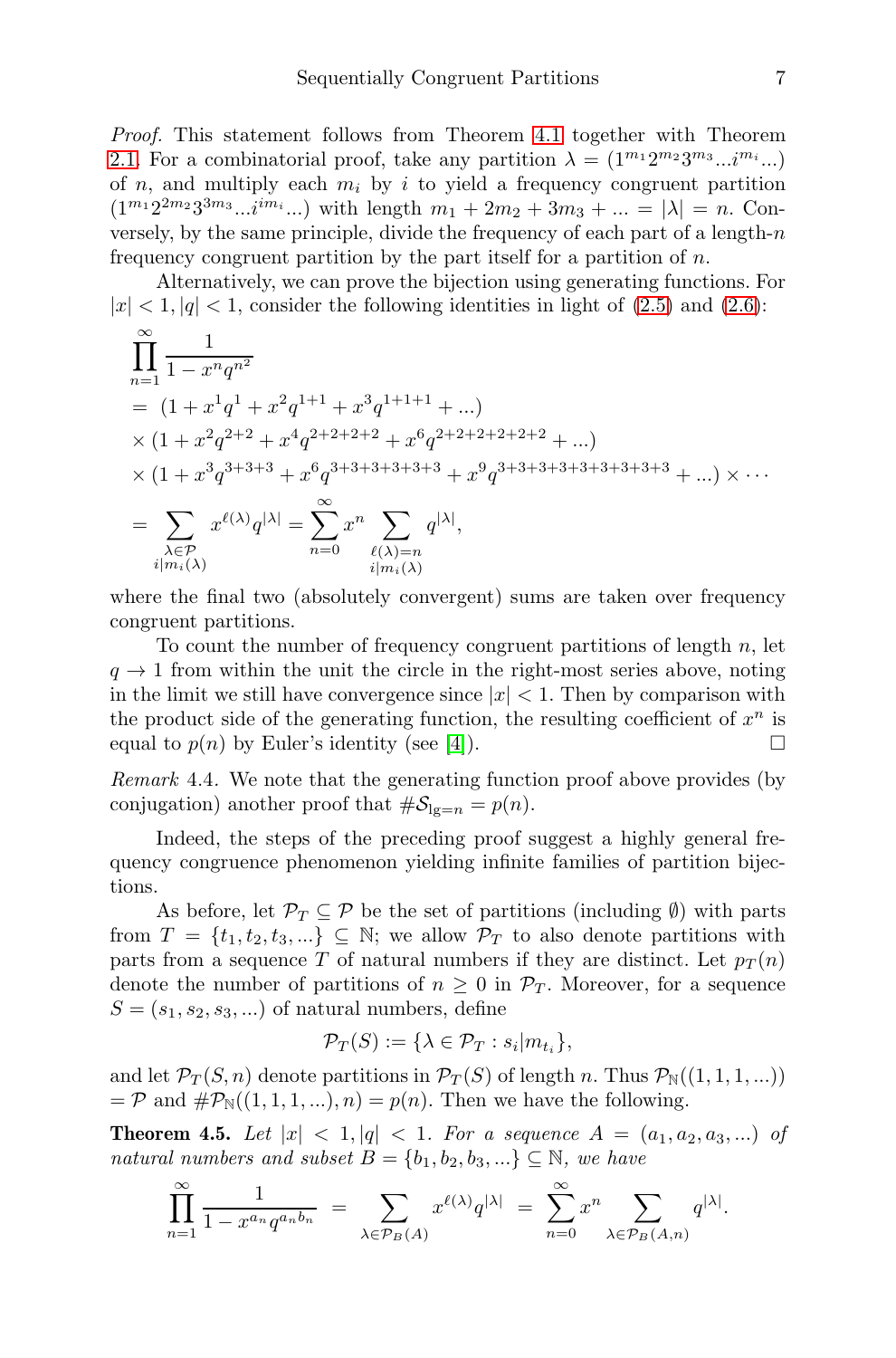*Proof.* This statement follows from Theorem 4.1 together with Theorem 2.1. For a combinatorial proof, take any partition $\lambda = (1^{m_1} 2^{m_2} 3^{m_3} ... i^{m_i} ...)$ of $n$, and multiply each $m_i$ by $i$ to yield a frequency congruent partition $(1^{m_1} 2^{2m_2} 3^{3m_3} ... i^{im_i} ...)$ with length $m_1 + 2m_2 + 3m_3 + ... = |\lambda| = n$. Conversely, by the same principle, divide the frequency of each part of a length-$n$ frequency congruent partition by the part itself for a partition of $n$.

Alternatively, we can prove the bijection using generating functions. For $|x| < 1, |q| < 1$, consider the following identities in light of (2.5) and (2.6):

$$
\begin{aligned}
&\prod_{n=1}^{\infty} \frac{1}{1 - x^n q^{n^2}} \\
&= (1 + x^1 q^1 + x^2 q^{1+1} + x^3 q^{1+1+1} + ...) \\
&\times (1 + x^2 q^{2+2} + x^4 q^{2+2+2+2} + x^6 q^{2+2+2+2+2+2} + ...) \\
&\times (1 + x^3 q^{3+3+3} + x^6 q^{3+3+3+3+3+3} + x^9 q^{3+3+3+3+3+3+3+3+3} + ...) \times \cdots \\
&= \sum_{\substack{\lambda \in \mathcal{P} \\ i | m_i(\lambda)}} x^{\ell(\lambda)} q^{|\lambda|} = \sum_{n=0}^{\infty} x^n \sum_{\substack{\ell(\lambda)=n \\ i | m_i(\lambda)}} q^{|\lambda|},
\end{aligned}
$$

where the final two (absolutely convergent) sums are taken over frequency congruent partitions.

To count the number of frequency congruent partitions of length $n$, let $q \to 1$ from within the unit the circle in the right-most series above, noting in the limit we still have convergence since $|x| < 1$. Then by comparison with the product side of the generating function, the resulting coefficient of $x^n$ is equal to $p(n)$ by Euler's identity (see [4]). $\square$

*Remark* 4.4. We note that the generating function proof above provides (by conjugation) another proof that $\#\mathcal{S}_{\mathrm{lg}=n} = p(n)$.

Indeed, the steps of the preceding proof suggest a highly general frequency congruence phenomenon yielding infinite families of partition bijections.

As before, let $\mathcal{P}_T \subseteq \mathcal{P}$ be the set of partitions (including $\emptyset$) with parts from $T = \{t_1, t_2, t_3, ...\} \subseteq \mathbb{N}$; we allow $\mathcal{P}_T$ to also denote partitions with parts from a sequence $T$ of natural numbers if they are distinct. Let $p_T(n)$ denote the number of partitions of $n \geq 0$ in $\mathcal{P}_T$. Moreover, for a sequence $S = (s_1, s_2, s_3, ...)$ of natural numbers, define

$$\mathcal{P}_T(S) := \{\lambda \in \mathcal{P}_T : s_i | m_{t_i}\},$$

and let $\mathcal{P}_T(S, n)$ denote partitions in $\mathcal{P}_T(S)$ of length $n$. Thus $\mathcal{P}_{\mathbb{N}}((1, 1, 1, ...)) = \mathcal{P}$ and $\#\mathcal{P}_{\mathbb{N}}((1, 1, 1, ...), n) = p(n)$. Then we have the following.

**Theorem 4.5.** *Let $|x| < 1, |q| < 1$. For a sequence $A = (a_1, a_2, a_3, ...)$ of natural numbers and subset $B = \{b_1, b_2, b_3, ...\} \subseteq \mathbb{N}$, we have*

$$\prod_{n=1}^{\infty} \frac{1}{1 - x^{a_n} q^{a_n b_n}} = \sum_{\lambda \in \mathcal{P}_B(A)} x^{\ell(\lambda)} q^{|\lambda|} = \sum_{n=0}^{\infty} x^n \sum_{\lambda \in \mathcal{P}_B(A, n)} q^{|\lambda|}.$$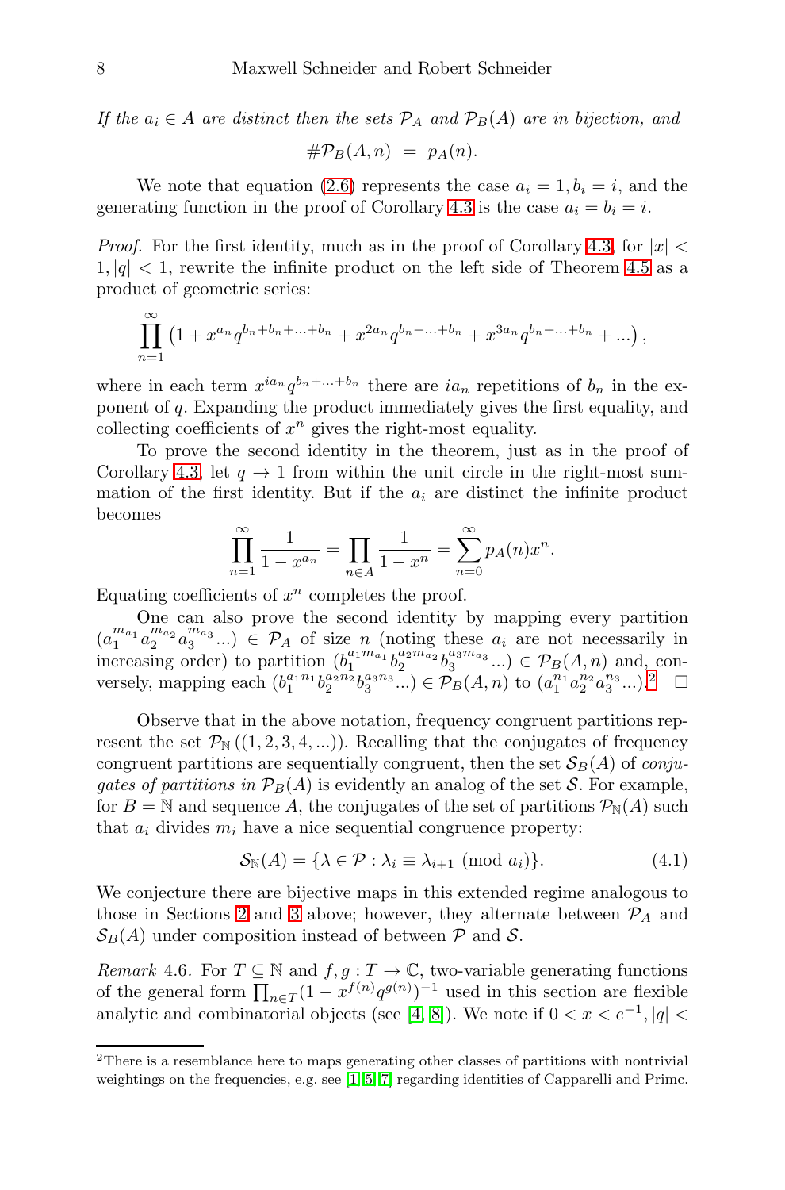*If the $a_i \in A$ are distinct then the sets $\mathcal{P}_A$ and $\mathcal{P}_B(A)$ are in bijection, and*

$$\#\mathcal{P}_B(A,n) \;=\; p_A(n).$$

We note that equation (2.6) represents the case $a_i = 1, b_i = i$, and the generating function in the proof of Corollary 4.3 is the case $a_i = b_i = i$.

*Proof.* For the first identity, much as in the proof of Corollary 4.3, for $|x| < 1, |q| < 1$, rewrite the infinite product on the left side of Theorem 4.5 as a product of geometric series:

$$\prod_{n=1}^{\infty} \left(1 + x^{a_n} q^{b_n + b_n + \ldots + b_n} + x^{2a_n} q^{b_n + \ldots + b_n} + x^{3a_n} q^{b_n + \ldots + b_n} + \ldots\right),$$

where in each term $x^{ia_n} q^{b_n + \ldots + b_n}$ there are $ia_n$ repetitions of $b_n$ in the exponent of $q$. Expanding the product immediately gives the first equality, and collecting coefficients of $x^n$ gives the right-most equality.

To prove the second identity in the theorem, just as in the proof of Corollary 4.3, let $q \to 1$ from within the unit circle in the right-most summation of the first identity. But if the $a_i$ are distinct the infinite product becomes

$$\prod_{n=1}^{\infty} \frac{1}{1 - x^{a_n}} = \prod_{n \in A} \frac{1}{1 - x^n} = \sum_{n=0}^{\infty} p_A(n) x^n.$$

Equating coefficients of $x^n$ completes the proof.

One can also prove the second identity by mapping every partition $(a_1^{m_{a_1}} a_2^{m_{a_2}} a_3^{m_{a_3}} \ldots) \in \mathcal{P}_A$ of size $n$ (noting these $a_i$ are not necessarily in increasing order) to partition $(b_1^{a_1 m_{a_1}} b_2^{a_2 m_{a_2}} b_3^{a_3 m_{a_3}} \ldots) \in \mathcal{P}_B(A,n)$ and, conversely, mapping each $(b_1^{a_1 n_1} b_2^{a_2 n_2} b_3^{a_3 n_3} \ldots) \in \mathcal{P}_B(A,n)$ to $(a_1^{n_1} a_2^{n_2} a_3^{n_3} \ldots)$.[2] $\square$

Observe that in the above notation, frequency congruent partitions represent the set $\mathcal{P}_{\mathbb{N}}\left((1,2,3,4,\ldots)\right)$. Recalling that the conjugates of frequency congruent partitions are sequentially congruent, then the set $\mathcal{S}_B(A)$ of *conjugates of partitions in* $\mathcal{P}_B(A)$ is evidently an analog of the set $\mathcal{S}$. For example, for $B = \mathbb{N}$ and sequence $A$, the conjugates of the set of partitions $\mathcal{P}_{\mathbb{N}}(A)$ such that $a_i$ divides $m_i$ have a nice sequential congruence property:

$$\mathcal{S}_{\mathbb{N}}(A) = \{\lambda \in \mathcal{P} : \lambda_i \equiv \lambda_{i+1} \pmod{a_i}\}. \tag{4.1}$$

We conjecture there are bijective maps in this extended regime analogous to those in Sections 2 and 3 above; however, they alternate between $\mathcal{P}_A$ and $\mathcal{S}_B(A)$ under composition instead of between $\mathcal{P}$ and $\mathcal{S}$.

*Remark* 4.6. For $T \subseteq \mathbb{N}$ and $f, g : T \to \mathbb{C}$, two-variable generating functions of the general form $\prod_{n \in T}(1 - x^{f(n)} q^{g(n)})^{-1}$ used in this section are flexible analytic and combinatorial objects (see [4, 8]). We note if $0 < x < e^{-1}, |q| <$

---

[2] There is a resemblance here to maps generating other classes of partitions with nontrivial weightings on the frequencies, e.g. see [1, 5, 7] regarding identities of Capparelli and Primc.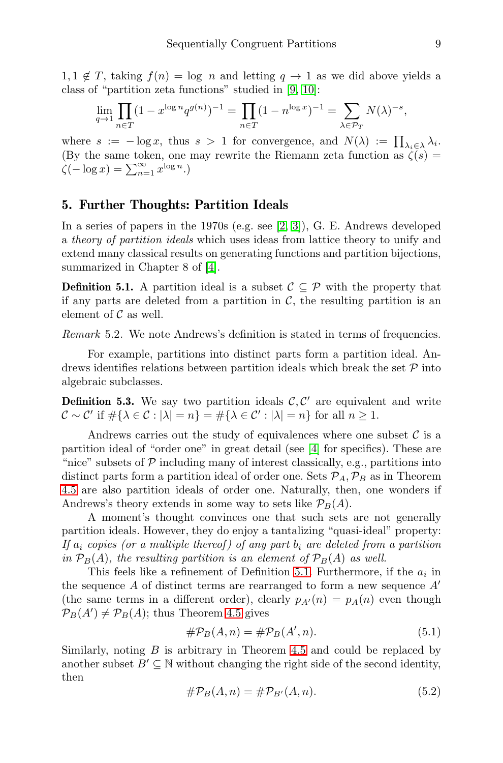$1, 1 \notin T$, taking $f(n) = \log\ n$ and letting $q \to 1$ as we did above yields a class of "partition zeta functions" studied in [9, 10]:

$$\lim_{q\to 1}\prod_{n\in T}(1 - x^{\log n}q^{g(n)})^{-1} = \prod_{n\in T}(1 - n^{\log x})^{-1} = \sum_{\lambda\in\mathcal{P}_T} N(\lambda)^{-s},$$

where $s := -\log x$, thus $s > 1$ for convergence, and $N(\lambda) := \prod_{\lambda_i\in\lambda}\lambda_i$. (By the same token, one may rewrite the Riemann zeta function as $\zeta(s) = \zeta(-\log x) = \sum_{n=1}^{\infty} x^{\log n}$.)

## 5. Further Thoughts: Partition Ideals

In a series of papers in the 1970s (e.g. see [2, 3]), G. E. Andrews developed a *theory of partition ideals* which uses ideas from lattice theory to unify and extend many classical results on generating functions and partition bijections, summarized in Chapter 8 of [4].

**Definition 5.1.** A partition ideal is a subset $\mathcal{C} \subseteq \mathcal{P}$ with the property that if any parts are deleted from a partition in $\mathcal{C}$, the resulting partition is an element of $\mathcal{C}$ as well.

*Remark* 5.2. We note Andrews's definition is stated in terms of frequencies.

For example, partitions into distinct parts form a partition ideal. Andrews identifies relations between partition ideals which break the set $\mathcal{P}$ into algebraic subclasses.

**Definition 5.3.** We say two partition ideals $\mathcal{C}, \mathcal{C}'$ are equivalent and write $\mathcal{C} \sim \mathcal{C}'$ if $\#\{\lambda \in \mathcal{C} : |\lambda| = n\} = \#\{\lambda \in \mathcal{C}' : |\lambda| = n\}$ for all $n \geq 1$.

Andrews carries out the study of equivalences where one subset $\mathcal{C}$ is a partition ideal of "order one" in great detail (see [4] for specifics). These are "nice" subsets of $\mathcal{P}$ including many of interest classically, e.g., partitions into distinct parts form a partition ideal of order one. Sets $\mathcal{P}_A, \mathcal{P}_B$ as in Theorem 4.5 are also partition ideals of order one. Naturally, then, one wonders if Andrews's theory extends in some way to sets like $\mathcal{P}_B(A)$.

A moment's thought convinces one that such sets are not generally partition ideals. However, they do enjoy a tantalizing "quasi-ideal" property: *If $a_i$ copies (or a multiple thereof) of any part $b_i$ are deleted from a partition in $\mathcal{P}_B(A)$, the resulting partition is an element of $\mathcal{P}_B(A)$ as well.*

This feels like a refinement of Definition 5.1. Furthermore, if the $a_i$ in the sequence $A$ of distinct terms are rearranged to form a new sequence $A'$ (the same terms in a different order), clearly $p_{A'}(n) = p_A(n)$ even though $\mathcal{P}_B(A') \neq \mathcal{P}_B(A)$; thus Theorem 4.5 gives

$$\#\mathcal{P}_B(A, n) = \#\mathcal{P}_B(A', n). \tag{5.1}$$

Similarly, noting $B$ is arbitrary in Theorem 4.5 and could be replaced by another subset $B' \subseteq \mathbb{N}$ without changing the right side of the second identity, then

$$\#\mathcal{P}_B(A, n) = \#\mathcal{P}_{B'}(A, n). \tag{5.2}$$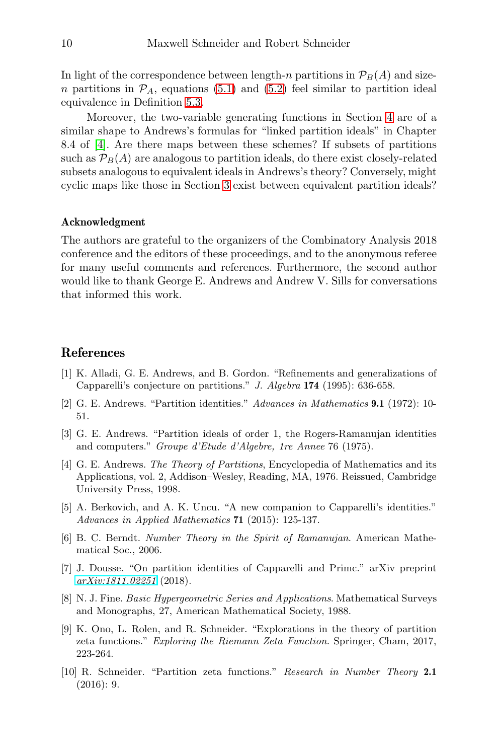In light of the correspondence between length-$n$ partitions in $\mathcal{P}_B(A)$ and size-$n$ partitions in $\mathcal{P}_A$, equations (5.1) and (5.2) feel similar to partition ideal equivalence in Definition 5.3.

Moreover, the two-variable generating functions in Section 4 are of a similar shape to Andrews's formulas for "linked partition ideals" in Chapter 8.4 of [4]. Are there maps between these schemes? If subsets of partitions such as $\mathcal{P}_B(A)$ are analogous to partition ideals, do there exist closely-related subsets analogous to equivalent ideals in Andrews's theory? Conversely, might cyclic maps like those in Section 3 exist between equivalent partition ideals?

### Acknowledgment

The authors are grateful to the organizers of the Combinatory Analysis 2018 conference and the editors of these proceedings, and to the anonymous referee for many useful comments and references. Furthermore, the second author would like to thank George E. Andrews and Andrew V. Sills for conversations that informed this work.

## References

[1] K. Alladi, G. E. Andrews, and B. Gordon. "Refinements and generalizations of Capparelli's conjecture on partitions." *J. Algebra* **174** (1995): 636-658.

[2] G. E. Andrews. "Partition identities." *Advances in Mathematics* **9.1** (1972): 10-51.

[3] G. E. Andrews. "Partition ideals of order 1, the Rogers-Ramanujan identities and computers." *Groupe d'Etude d'Algebre, 1re Annee* 76 (1975).

[4] G. E. Andrews. *The Theory of Partitions*, Encyclopedia of Mathematics and its Applications, vol. 2, Addison–Wesley, Reading, MA, 1976. Reissued, Cambridge University Press, 1998.

[5] A. Berkovich, and A. K. Uncu. "A new companion to Capparelli's identities." *Advances in Applied Mathematics* **71** (2015): 125-137.

[6] B. C. Berndt. *Number Theory in the Spirit of Ramanujan*. American Mathematical Soc., 2006.

[7] J. Dousse. "On partition identities of Capparelli and Primc." arXiv preprint *arXiv:1811.02251* (2018).

[8] N. J. Fine. *Basic Hypergeometric Series and Applications*. Mathematical Surveys and Monographs, 27, American Mathematical Society, 1988.

[9] K. Ono, L. Rolen, and R. Schneider. "Explorations in the theory of partition zeta functions." *Exploring the Riemann Zeta Function*. Springer, Cham, 2017, 223-264.

[10] R. Schneider. "Partition zeta functions." *Research in Number Theory* **2.1** (2016): 9.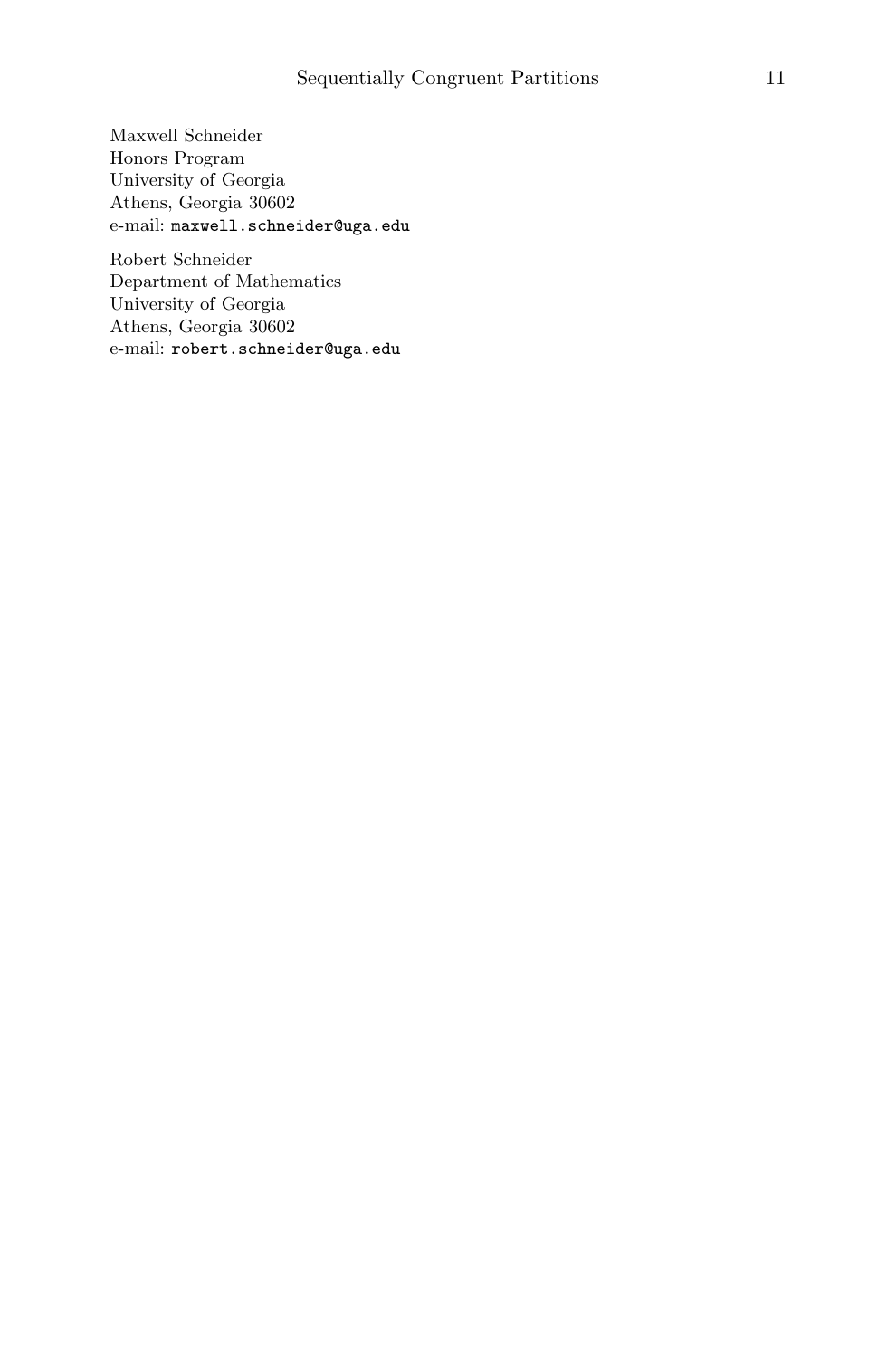Maxwell Schneider
Honors Program
University of Georgia
Athens, Georgia 30602
e-mail: maxwell.schneider@uga.edu

Robert Schneider
Department of Mathematics
University of Georgia
Athens, Georgia 30602
e-mail: robert.schneider@uga.edu